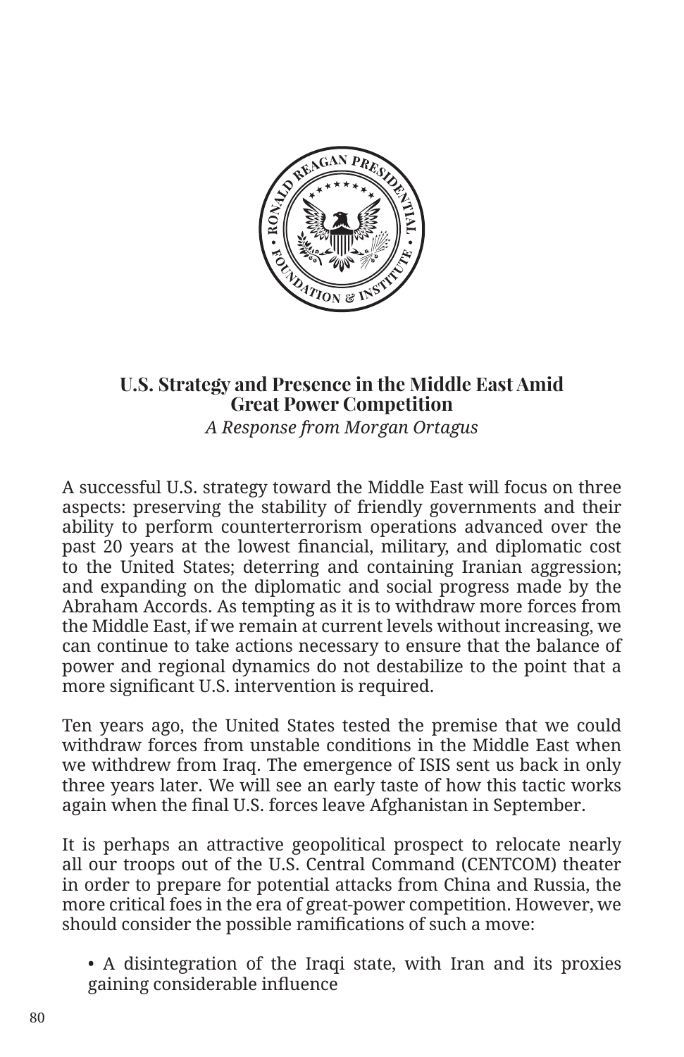# U.S. Strategy and Presence in the Middle East Amid Great Power Competition

*A Response from Morgan Ortagus*

A successful U.S. strategy toward the Middle East will focus on three aspects: preserving the stability of friendly governments and their ability to perform counterterrorism operations advanced over the past 20 years at the lowest financial, military, and diplomatic cost to the United States; deterring and containing Iranian aggression; and expanding on the diplomatic and social progress made by the Abraham Accords. As tempting as it is to withdraw more forces from the Middle East, if we remain at current levels without increasing, we can continue to take actions necessary to ensure that the balance of power and regional dynamics do not destabilize to the point that a more significant U.S. intervention is required.

Ten years ago, the United States tested the premise that we could withdraw forces from unstable conditions in the Middle East when we withdrew from Iraq. The emergence of ISIS sent us back in only three years later. We will see an early taste of how this tactic works again when the final U.S. forces leave Afghanistan in September.

It is perhaps an attractive geopolitical prospect to relocate nearly all our troops out of the U.S. Central Command (CENTCOM) theater in order to prepare for potential attacks from China and Russia, the more critical foes in the era of great-power competition. However, we should consider the possible ramifications of such a move:

- A disintegration of the Iraqi state, with Iran and its proxies gaining considerable influence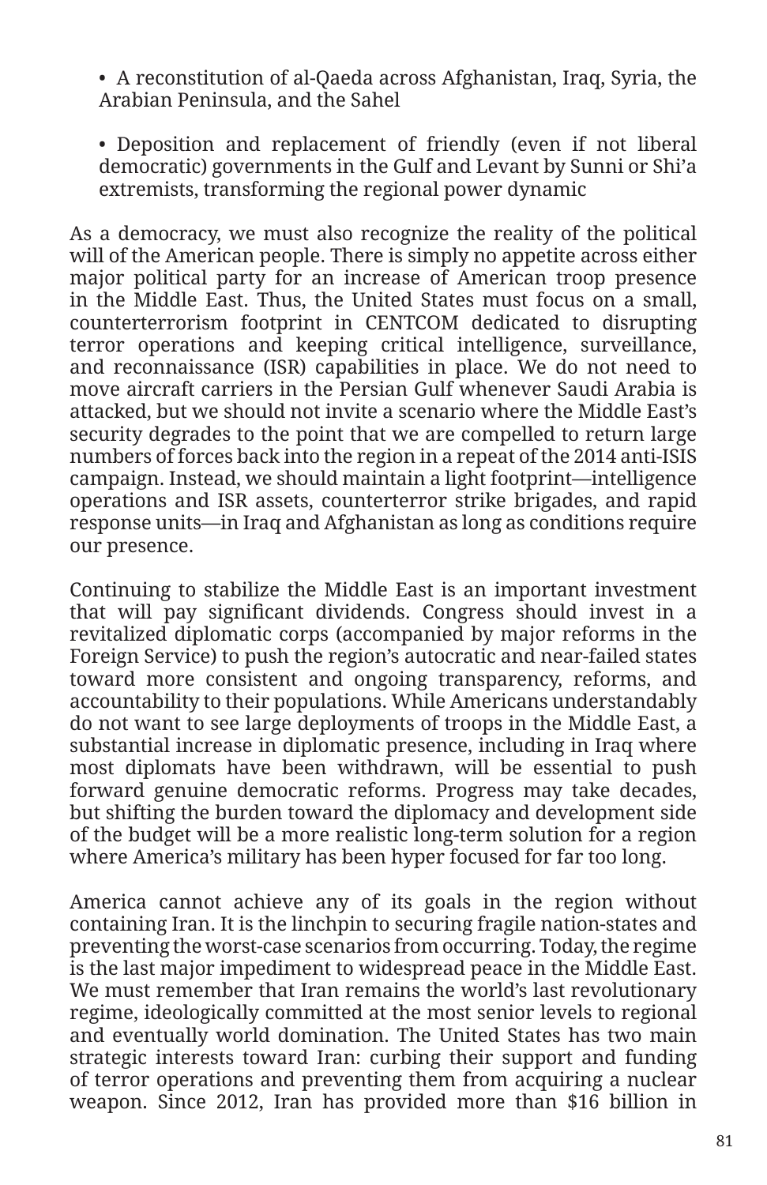- A reconstitution of al-Qaeda across Afghanistan, Iraq, Syria, the Arabian Peninsula, and the Sahel

- Deposition and replacement of friendly (even if not liberal democratic) governments in the Gulf and Levant by Sunni or Shi'a extremists, transforming the regional power dynamic

As a democracy, we must also recognize the reality of the political will of the American people. There is simply no appetite across either major political party for an increase of American troop presence in the Middle East. Thus, the United States must focus on a small, counterterrorism footprint in CENTCOM dedicated to disrupting terror operations and keeping critical intelligence, surveillance, and reconnaissance (ISR) capabilities in place. We do not need to move aircraft carriers in the Persian Gulf whenever Saudi Arabia is attacked, but we should not invite a scenario where the Middle East's security degrades to the point that we are compelled to return large numbers of forces back into the region in a repeat of the 2014 anti-ISIS campaign. Instead, we should maintain a light footprint—intelligence operations and ISR assets, counterterror strike brigades, and rapid response units—in Iraq and Afghanistan as long as conditions require our presence.

Continuing to stabilize the Middle East is an important investment that will pay significant dividends. Congress should invest in a revitalized diplomatic corps (accompanied by major reforms in the Foreign Service) to push the region's autocratic and near-failed states toward more consistent and ongoing transparency, reforms, and accountability to their populations. While Americans understandably do not want to see large deployments of troops in the Middle East, a substantial increase in diplomatic presence, including in Iraq where most diplomats have been withdrawn, will be essential to push forward genuine democratic reforms. Progress may take decades, but shifting the burden toward the diplomacy and development side of the budget will be a more realistic long-term solution for a region where America's military has been hyper focused for far too long.

America cannot achieve any of its goals in the region without containing Iran. It is the linchpin to securing fragile nation-states and preventing the worst-case scenarios from occurring. Today, the regime is the last major impediment to widespread peace in the Middle East. We must remember that Iran remains the world's last revolutionary regime, ideologically committed at the most senior levels to regional and eventually world domination. The United States has two main strategic interests toward Iran: curbing their support and funding of terror operations and preventing them from acquiring a nuclear weapon. Since 2012, Iran has provided more than $16 billion in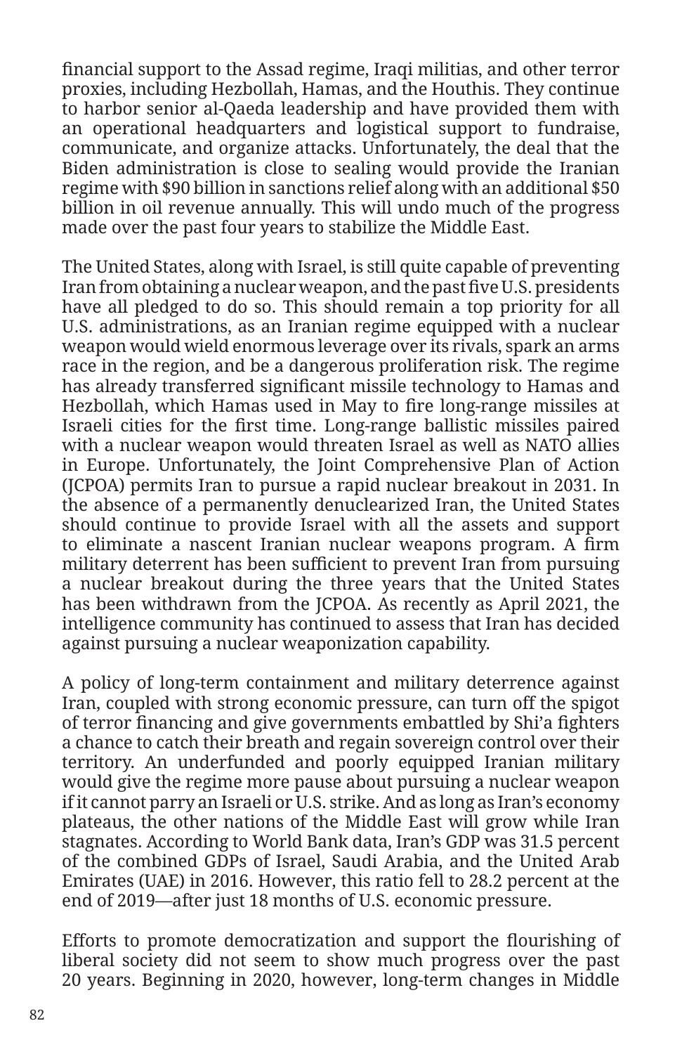financial support to the Assad regime, Iraqi militias, and other terror proxies, including Hezbollah, Hamas, and the Houthis. They continue to harbor senior al-Qaeda leadership and have provided them with an operational headquarters and logistical support to fundraise, communicate, and organize attacks. Unfortunately, the deal that the Biden administration is close to sealing would provide the Iranian regime with $90 billion in sanctions relief along with an additional $50 billion in oil revenue annually. This will undo much of the progress made over the past four years to stabilize the Middle East.

The United States, along with Israel, is still quite capable of preventing Iran from obtaining a nuclear weapon, and the past five U.S. presidents have all pledged to do so. This should remain a top priority for all U.S. administrations, as an Iranian regime equipped with a nuclear weapon would wield enormous leverage over its rivals, spark an arms race in the region, and be a dangerous proliferation risk. The regime has already transferred significant missile technology to Hamas and Hezbollah, which Hamas used in May to fire long-range missiles at Israeli cities for the first time. Long-range ballistic missiles paired with a nuclear weapon would threaten Israel as well as NATO allies in Europe. Unfortunately, the Joint Comprehensive Plan of Action (JCPOA) permits Iran to pursue a rapid nuclear breakout in 2031. In the absence of a permanently denuclearized Iran, the United States should continue to provide Israel with all the assets and support to eliminate a nascent Iranian nuclear weapons program. A firm military deterrent has been sufficient to prevent Iran from pursuing a nuclear breakout during the three years that the United States has been withdrawn from the JCPOA. As recently as April 2021, the intelligence community has continued to assess that Iran has decided against pursuing a nuclear weaponization capability.

A policy of long-term containment and military deterrence against Iran, coupled with strong economic pressure, can turn off the spigot of terror financing and give governments embattled by Shi'a fighters a chance to catch their breath and regain sovereign control over their territory. An underfunded and poorly equipped Iranian military would give the regime more pause about pursuing a nuclear weapon if it cannot parry an Israeli or U.S. strike. And as long as Iran's economy plateaus, the other nations of the Middle East will grow while Iran stagnates. According to World Bank data, Iran's GDP was 31.5 percent of the combined GDPs of Israel, Saudi Arabia, and the United Arab Emirates (UAE) in 2016. However, this ratio fell to 28.2 percent at the end of 2019—after just 18 months of U.S. economic pressure.

Efforts to promote democratization and support the flourishing of liberal society did not seem to show much progress over the past 20 years. Beginning in 2020, however, long-term changes in Middle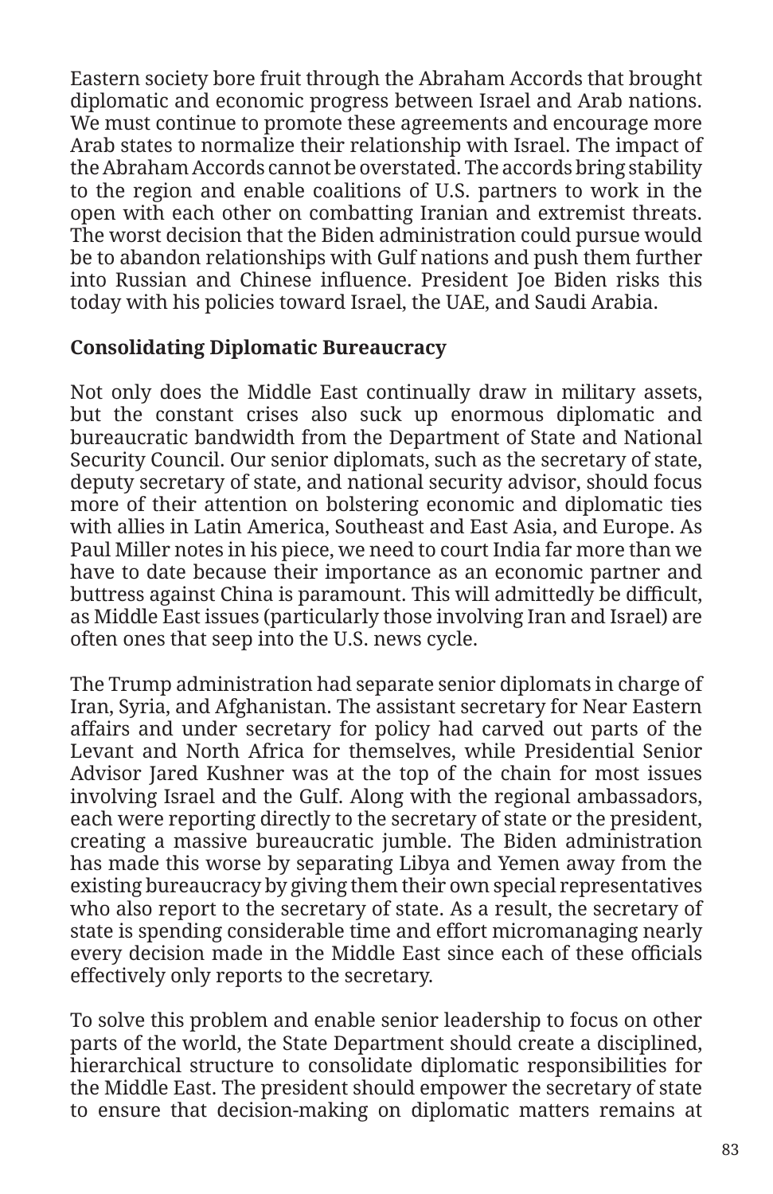Eastern society bore fruit through the Abraham Accords that brought diplomatic and economic progress between Israel and Arab nations. We must continue to promote these agreements and encourage more Arab states to normalize their relationship with Israel. The impact of the Abraham Accords cannot be overstated. The accords bring stability to the region and enable coalitions of U.S. partners to work in the open with each other on combatting Iranian and extremist threats. The worst decision that the Biden administration could pursue would be to abandon relationships with Gulf nations and push them further into Russian and Chinese influence. President Joe Biden risks this today with his policies toward Israel, the UAE, and Saudi Arabia.

**Consolidating Diplomatic Bureaucracy**

Not only does the Middle East continually draw in military assets, but the constant crises also suck up enormous diplomatic and bureaucratic bandwidth from the Department of State and National Security Council. Our senior diplomats, such as the secretary of state, deputy secretary of state, and national security advisor, should focus more of their attention on bolstering economic and diplomatic ties with allies in Latin America, Southeast and East Asia, and Europe. As Paul Miller notes in his piece, we need to court India far more than we have to date because their importance as an economic partner and buttress against China is paramount. This will admittedly be difficult, as Middle East issues (particularly those involving Iran and Israel) are often ones that seep into the U.S. news cycle.

The Trump administration had separate senior diplomats in charge of Iran, Syria, and Afghanistan. The assistant secretary for Near Eastern affairs and under secretary for policy had carved out parts of the Levant and North Africa for themselves, while Presidential Senior Advisor Jared Kushner was at the top of the chain for most issues involving Israel and the Gulf. Along with the regional ambassadors, each were reporting directly to the secretary of state or the president, creating a massive bureaucratic jumble. The Biden administration has made this worse by separating Libya and Yemen away from the existing bureaucracy by giving them their own special representatives who also report to the secretary of state. As a result, the secretary of state is spending considerable time and effort micromanaging nearly every decision made in the Middle East since each of these officials effectively only reports to the secretary.

To solve this problem and enable senior leadership to focus on other parts of the world, the State Department should create a disciplined, hierarchical structure to consolidate diplomatic responsibilities for the Middle East. The president should empower the secretary of state to ensure that decision-making on diplomatic matters remains at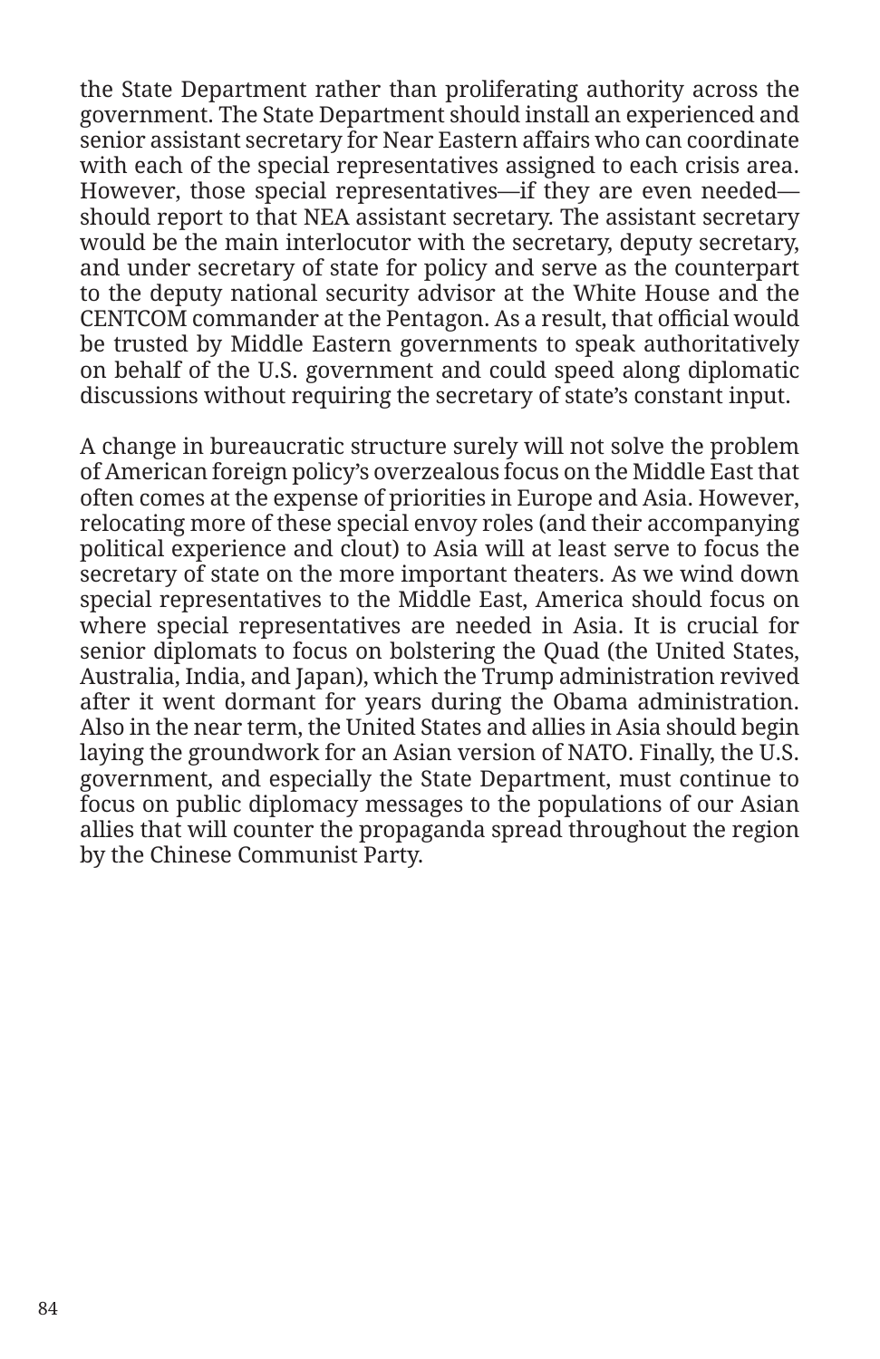the State Department rather than proliferating authority across the government. The State Department should install an experienced and senior assistant secretary for Near Eastern affairs who can coordinate with each of the special representatives assigned to each crisis area. However, those special representatives—if they are even needed—should report to that NEA assistant secretary. The assistant secretary would be the main interlocutor with the secretary, deputy secretary, and under secretary of state for policy and serve as the counterpart to the deputy national security advisor at the White House and the CENTCOM commander at the Pentagon. As a result, that official would be trusted by Middle Eastern governments to speak authoritatively on behalf of the U.S. government and could speed along diplomatic discussions without requiring the secretary of state's constant input.

A change in bureaucratic structure surely will not solve the problem of American foreign policy's overzealous focus on the Middle East that often comes at the expense of priorities in Europe and Asia. However, relocating more of these special envoy roles (and their accompanying political experience and clout) to Asia will at least serve to focus the secretary of state on the more important theaters. As we wind down special representatives to the Middle East, America should focus on where special representatives are needed in Asia. It is crucial for senior diplomats to focus on bolstering the Quad (the United States, Australia, India, and Japan), which the Trump administration revived after it went dormant for years during the Obama administration. Also in the near term, the United States and allies in Asia should begin laying the groundwork for an Asian version of NATO. Finally, the U.S. government, and especially the State Department, must continue to focus on public diplomacy messages to the populations of our Asian allies that will counter the propaganda spread throughout the region by the Chinese Communist Party.